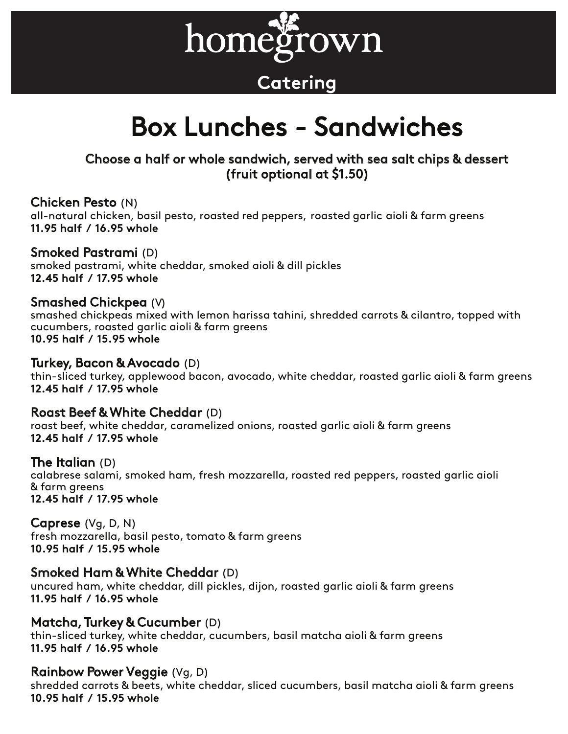# homegrown

## Catering

# Box Lunches - Sandwiches

**Choose a half or whole sandwich, served with sea salt chips & dessert (fruit optional at $1.50)**

### Chicken Pesto (N)
all-natural chicken, basil pesto, roasted red peppers, roasted garlic aioli & farm greens
**11.95 half / 16.95 whole**

### Smoked Pastrami (D)
smoked pastrami, white cheddar, smoked aioli & dill pickles
**12.45 half / 17.95 whole**

### Smashed Chickpea (V)
smashed chickpeas mixed with lemon harissa tahini, shredded carrots & cilantro, topped with cucumbers, roasted garlic aioli & farm greens
**10.95 half / 15.95 whole**

### Turkey, Bacon & Avocado (D)
thin-sliced turkey, applewood bacon, avocado, white cheddar, roasted garlic aioli & farm greens
**12.45 half / 17.95 whole**

### Roast Beef & White Cheddar (D)
roast beef, white cheddar, caramelized onions, roasted garlic aioli & farm greens
**12.45 half / 17.95 whole**

### The Italian (D)
calabrese salami, smoked ham, fresh mozzarella, roasted red peppers, roasted garlic aioli & farm greens
**12.45 half / 17.95 whole**

### Caprese (Vg, D, N)
fresh mozzarella, basil pesto, tomato & farm greens
**10.95 half / 15.95 whole**

### Smoked Ham & White Cheddar (D)
uncured ham, white cheddar, dill pickles, dijon, roasted garlic aioli & farm greens
**11.95 half / 16.95 whole**

### Matcha, Turkey & Cucumber (D)
thin-sliced turkey, white cheddar, cucumbers, basil matcha aioli & farm greens
**11.95 half / 16.95 whole**

### Rainbow Power Veggie (Vg, D)
shredded carrots & beets, white cheddar, sliced cucumbers, basil matcha aioli & farm greens
**10.95 half / 15.95 whole**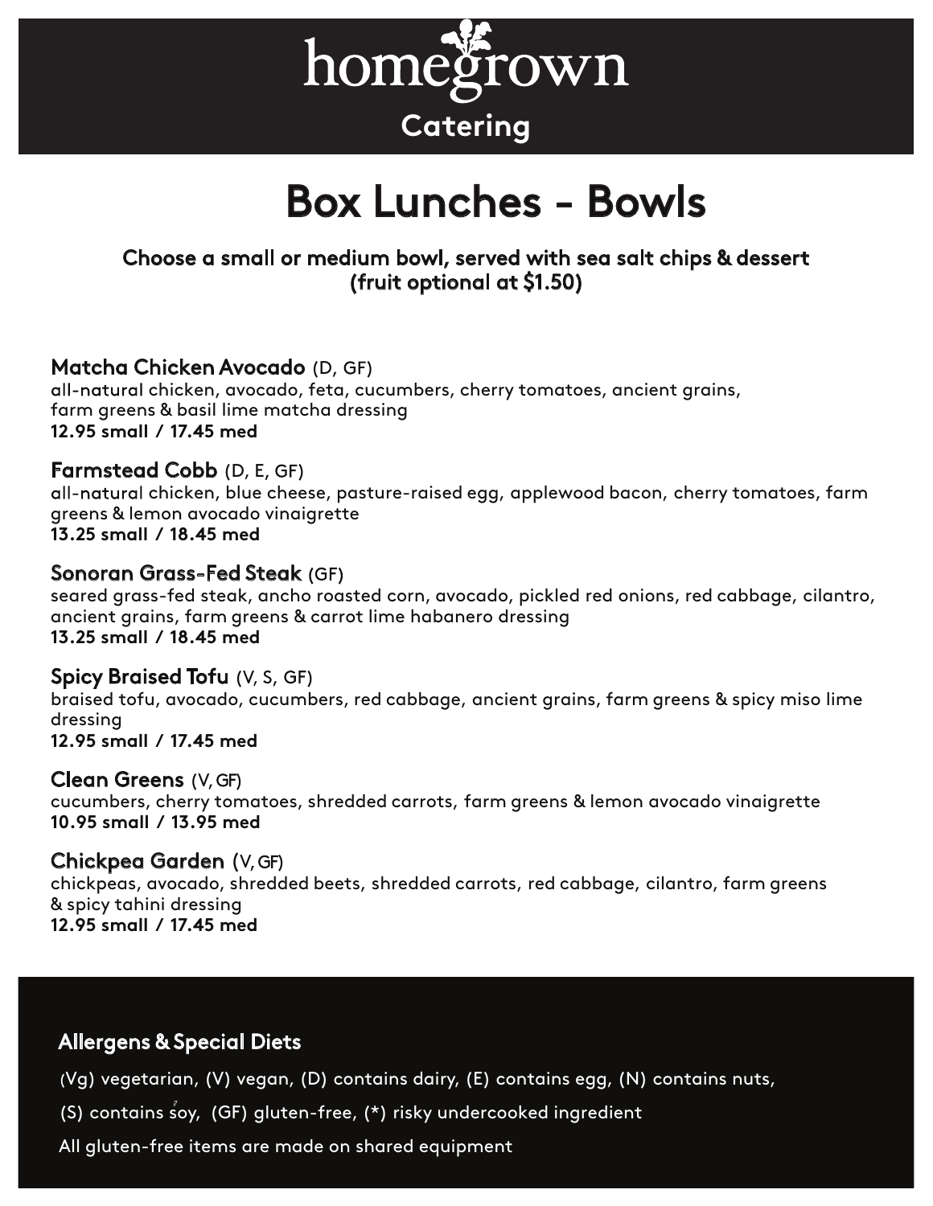# homegrown

## Catering

# Box Lunches - Bowls

**Choose a small or medium bowl, served with sea salt chips & dessert (fruit optional at $1.50)**

### Matcha Chicken Avocado (D, GF)

all-natural chicken, avocado, feta, cucumbers, cherry tomatoes, ancient grains, farm greens & basil lime matcha dressing
**12.95 small / 17.45 med**

### Farmstead Cobb (D, E, GF)

all-natural chicken, blue cheese, pasture-raised egg, applewood bacon, cherry tomatoes, farm greens & lemon avocado vinaigrette
**13.25 small / 18.45 med**

### Sonoran Grass-Fed Steak (GF)

seared grass-fed steak, ancho roasted corn, avocado, pickled red onions, red cabbage, cilantro, ancient grains, farm greens & carrot lime habanero dressing
**13.25 small / 18.45 med**

### Spicy Braised Tofu (V, S, GF)

braised tofu, avocado, cucumbers, red cabbage, ancient grains, farm greens & spicy miso lime dressing
**12.95 small / 17.45 med**

### Clean Greens (V, GF)

cucumbers, cherry tomatoes, shredded carrots, farm greens & lemon avocado vinaigrette
**10.95 small / 13.95 med**

### Chickpea Garden (V, GF)

chickpeas, avocado, shredded beets, shredded carrots, red cabbage, cilantro, farm greens & spicy tahini dressing
**12.95 small / 17.45 med**

### Allergens & Special Diets

(Vg) vegetarian, (V) vegan, (D) contains dairy, (E) contains egg, (N) contains nuts,

(S) contains soy, (GF) gluten-free, (*) risky undercooked ingredient

All gluten-free items are made on shared equipment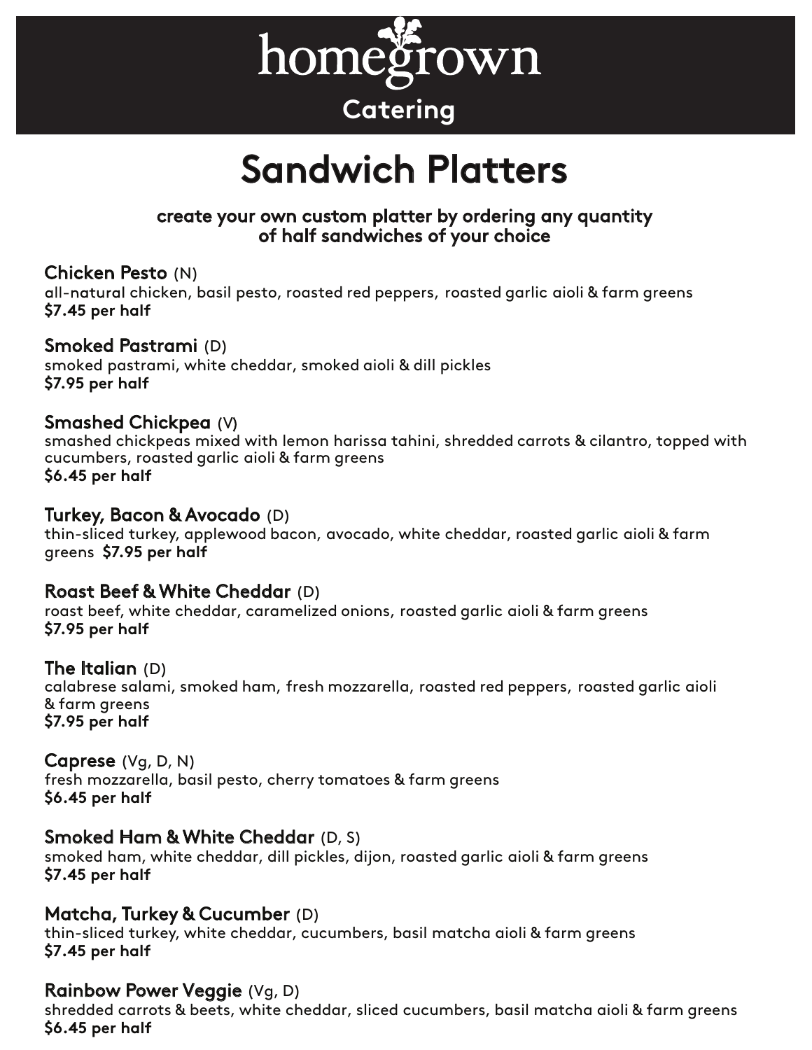# homegrown

## Catering

# Sandwich Platters

**create your own custom platter by ordering any quantity of half sandwiches of your choice**

### Chicken Pesto (N)
all-natural chicken, basil pesto, roasted red peppers, roasted garlic aioli & farm greens
**$7.45 per half**

### Smoked Pastrami (D)
smoked pastrami, white cheddar, smoked aioli & dill pickles
**$7.95 per half**

### Smashed Chickpea (V)
smashed chickpeas mixed with lemon harissa tahini, shredded carrots & cilantro, topped with cucumbers, roasted garlic aioli & farm greens
**$6.45 per half**

### Turkey, Bacon & Avocado (D)
thin-sliced turkey, applewood bacon, avocado, white cheddar, roasted garlic aioli & farm greens **$7.95 per half**

### Roast Beef & White Cheddar (D)
roast beef, white cheddar, caramelized onions, roasted garlic aioli & farm greens
**$7.95 per half**

### The Italian (D)
calabrese salami, smoked ham, fresh mozzarella, roasted red peppers, roasted garlic aioli & farm greens
**$7.95 per half**

### Caprese (Vg, D, N)
fresh mozzarella, basil pesto, cherry tomatoes & farm greens
**$6.45 per half**

### Smoked Ham & White Cheddar (D, S)
smoked ham, white cheddar, dill pickles, dijon, roasted garlic aioli & farm greens
**$7.45 per half**

### Matcha, Turkey & Cucumber (D)
thin-sliced turkey, white cheddar, cucumbers, basil matcha aioli & farm greens
**$7.45 per half**

### Rainbow Power Veggie (Vg, D)
shredded carrots & beets, white cheddar, sliced cucumbers, basil matcha aioli & farm greens
**$6.45 per half**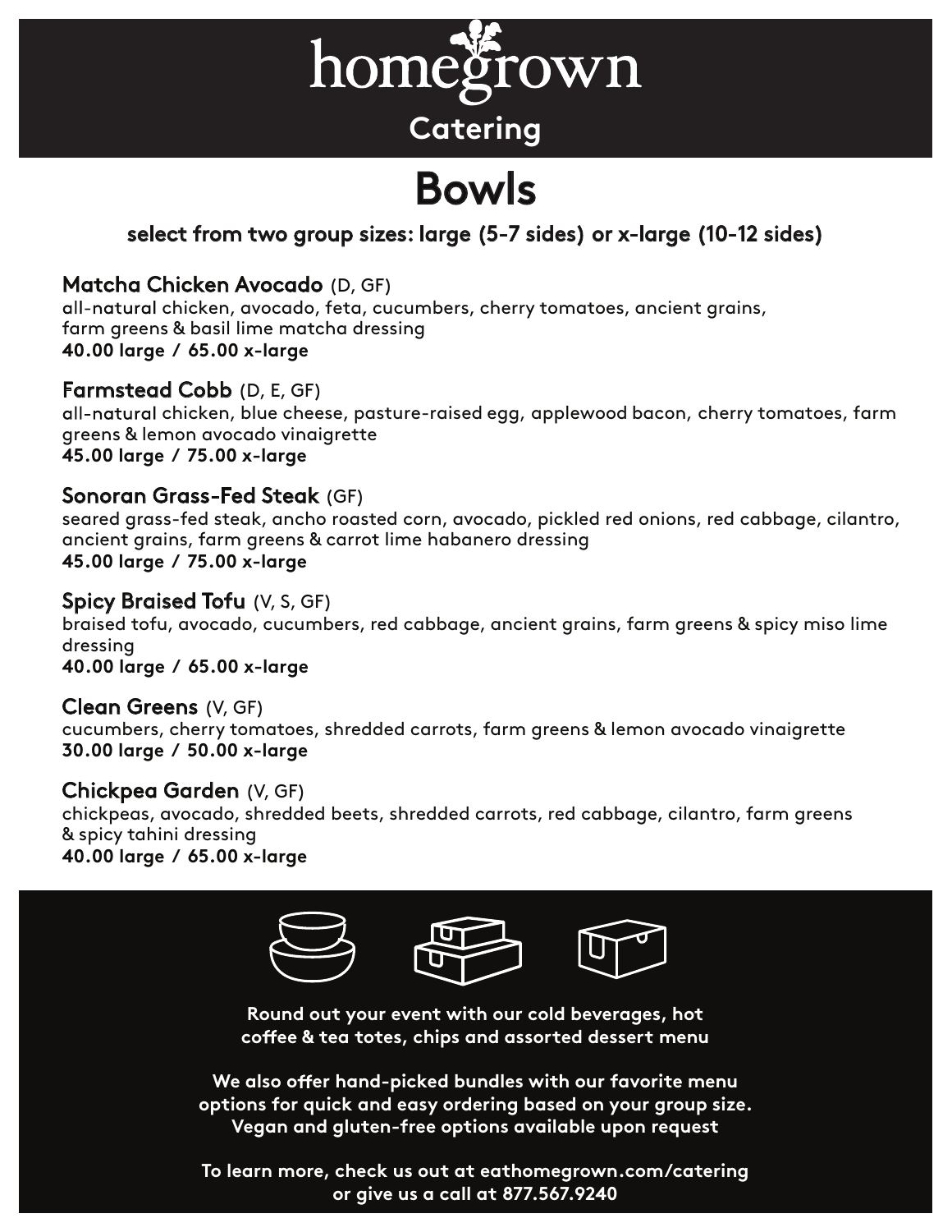# homegrown

**Catering**

## Bowls

**select from two group sizes: large (5-7 sides) or x-large (10-12 sides)**

### Matcha Chicken Avocado (D, GF)
all-natural chicken, avocado, feta, cucumbers, cherry tomatoes, ancient grains, farm greens & basil lime matcha dressing
**40.00 large / 65.00 x-large**

### Farmstead Cobb (D, E, GF)
all-natural chicken, blue cheese, pasture-raised egg, applewood bacon, cherry tomatoes, farm greens & lemon avocado vinaigrette
**45.00 large / 75.00 x-large**

### Sonoran Grass-Fed Steak (GF)
seared grass-fed steak, ancho roasted corn, avocado, pickled red onions, red cabbage, cilantro, ancient grains, farm greens & carrot lime habanero dressing
**45.00 large / 75.00 x-large**

### Spicy Braised Tofu (V, S, GF)
braised tofu, avocado, cucumbers, red cabbage, ancient grains, farm greens & spicy miso lime dressing
**40.00 large / 65.00 x-large**

### Clean Greens (V, GF)
cucumbers, cherry tomatoes, shredded carrots, farm greens & lemon avocado vinaigrette
**30.00 large / 50.00 x-large**

### Chickpea Garden (V, GF)
chickpeas, avocado, shredded beets, shredded carrots, red cabbage, cilantro, farm greens & spicy tahini dressing
**40.00 large / 65.00 x-large**

**Round out your event with our cold beverages, hot coffee & tea totes, chips and assorted dessert menu**

**We also offer hand-picked bundles with our favorite menu options for quick and easy ordering based on your group size. Vegan and gluten-free options available upon request**

**To learn more, check us out at eathomegrown.com/catering or give us a call at 877.567.9240**